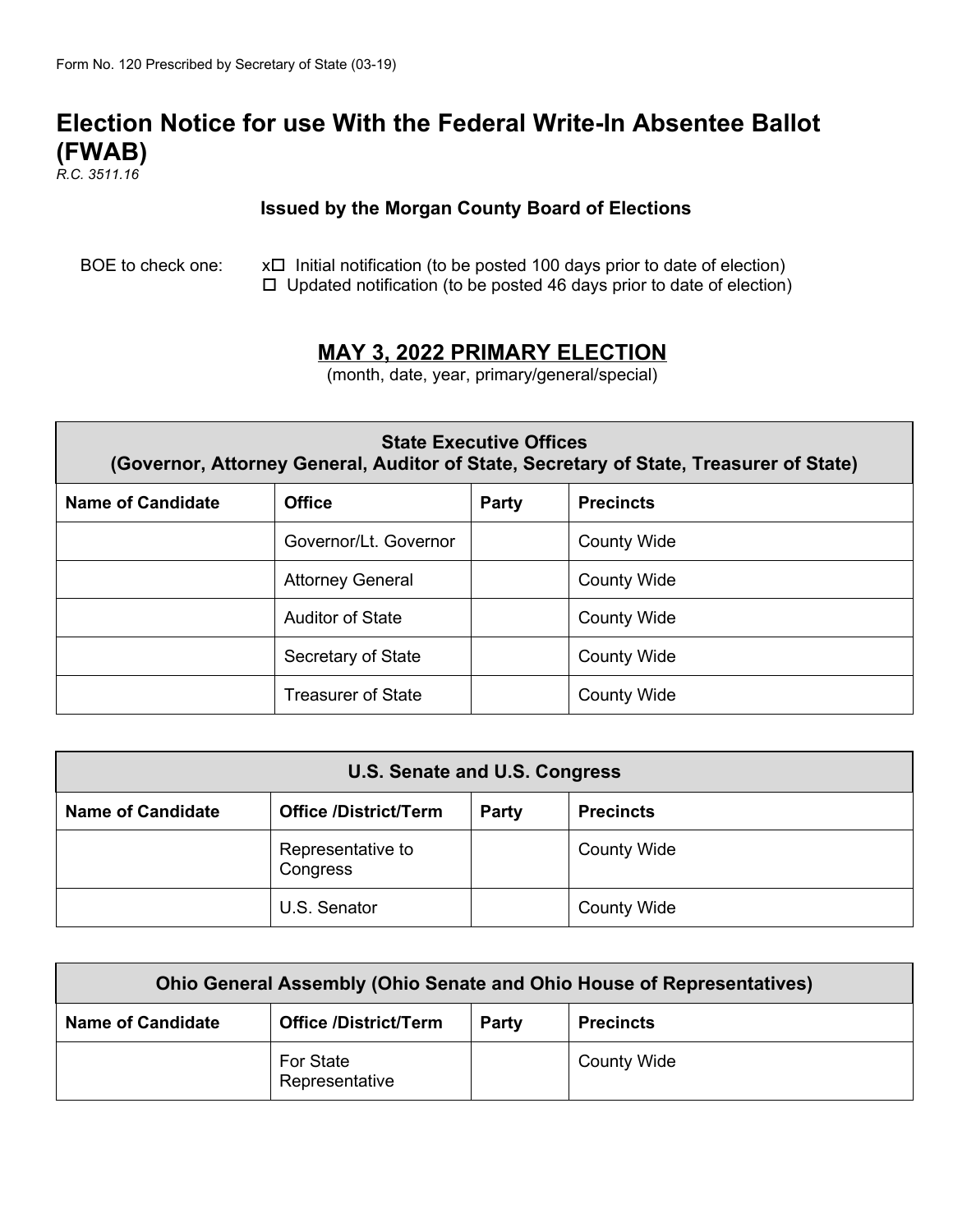Form No. 120 Prescribed by Secretary of State (03-19)

# Election Notice for use With the Federal Write-In Absentee Ballot (FWAB)

*R.C. 3511.16*

**Issued by the Morgan County Board of Elections**

BOE to check one:
- x☐ Initial notification (to be posted 100 days prior to date of election)
- ☐ Updated notification (to be posted 46 days prior to date of election)

## <u>MAY 3, 2022 PRIMARY ELECTION</u>

(month, date, year, primary/general/special)

| State Executive Offices (Governor, Attorney General, Auditor of State, Secretary of State, Treasurer of State) | | | |
|---|---|---|---|
| **Name of Candidate** | **Office** | **Party** | **Precincts** |
| | Governor/Lt. Governor | | County Wide |
| | Attorney General | | County Wide |
| | Auditor of State | | County Wide |
| | Secretary of State | | County Wide |
| | Treasurer of State | | County Wide |

| U.S. Senate and U.S. Congress | | | |
|---|---|---|---|
| **Name of Candidate** | **Office /District/Term** | **Party** | **Precincts** |
| | Representative to Congress | | County Wide |
| | U.S. Senator | | County Wide |

| Ohio General Assembly (Ohio Senate and Ohio House of Representatives) | | | |
|---|---|---|---|
| **Name of Candidate** | **Office /District/Term** | **Party** | **Precincts** |
| | For State Representative | | County Wide |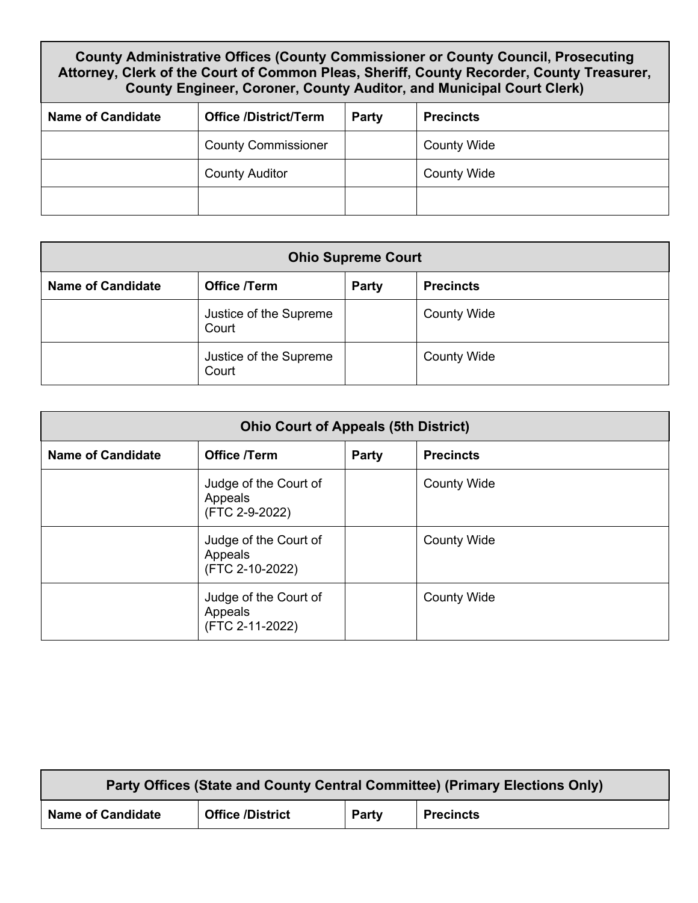| County Administrative Offices (County Commissioner or County Council, Prosecuting Attorney, Clerk of the Court of Common Pleas, Sheriff, County Recorder, County Treasurer, County Engineer, Coroner, County Auditor, and Municipal Court Clerk) | | | |
|---|---|---|---|
| **Name of Candidate** | **Office /District/Term** | **Party** | **Precincts** |
| | County Commissioner | | County Wide |
| | County Auditor | | County Wide |
| | | | |

| Ohio Supreme Court | | | |
|---|---|---|---|
| **Name of Candidate** | **Office /Term** | **Party** | **Precincts** |
| | Justice of the Supreme Court | | County Wide |
| | Justice of the Supreme Court | | County Wide |

| Ohio Court of Appeals (5th District) | | | |
|---|---|---|---|
| **Name of Candidate** | **Office /Term** | **Party** | **Precincts** |
| | Judge of the Court of Appeals (FTC 2-9-2022) | | County Wide |
| | Judge of the Court of Appeals (FTC 2-10-2022) | | County Wide |
| | Judge of the Court of Appeals (FTC 2-11-2022) | | County Wide |

| Party Offices (State and County Central Committee) (Primary Elections Only) | | | |
|---|---|---|---|
| **Name of Candidate** | **Office /District** | **Party** | **Precincts** |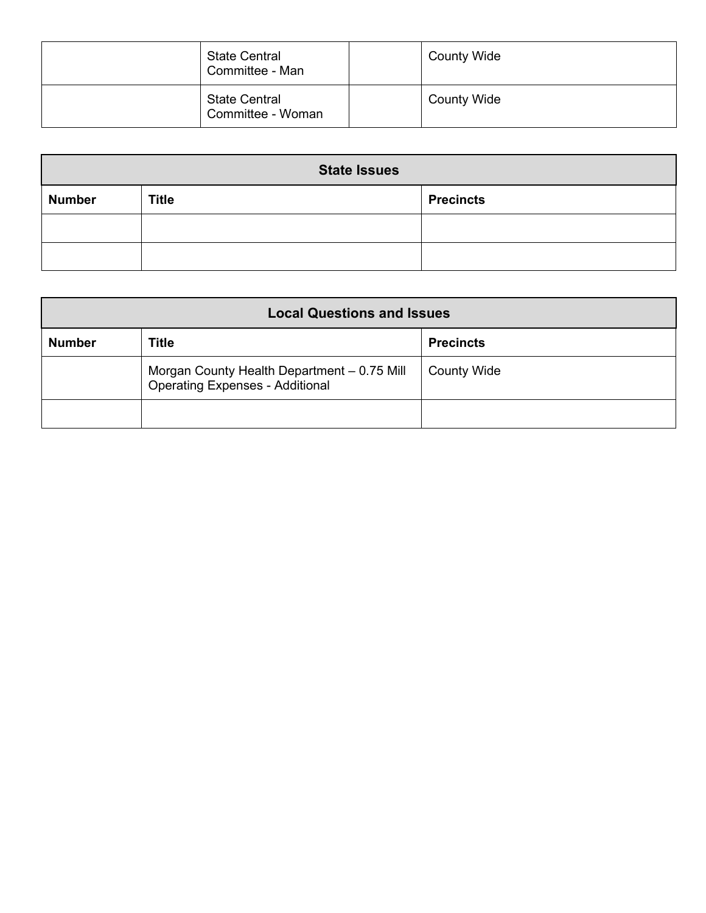| | | | |
|---|---|---|---|
| | State Central Committee - Man | | County Wide |
| | State Central Committee - Woman | | County Wide |

| State Issues | | |
|---|---|---|
| **Number** | **Title** | **Precincts** |
| | | |
| | | |

| Local Questions and Issues | | |
|---|---|---|
| **Number** | **Title** | **Precincts** |
| | Morgan County Health Department – 0.75 Mill Operating Expenses - Additional | County Wide |
| | | |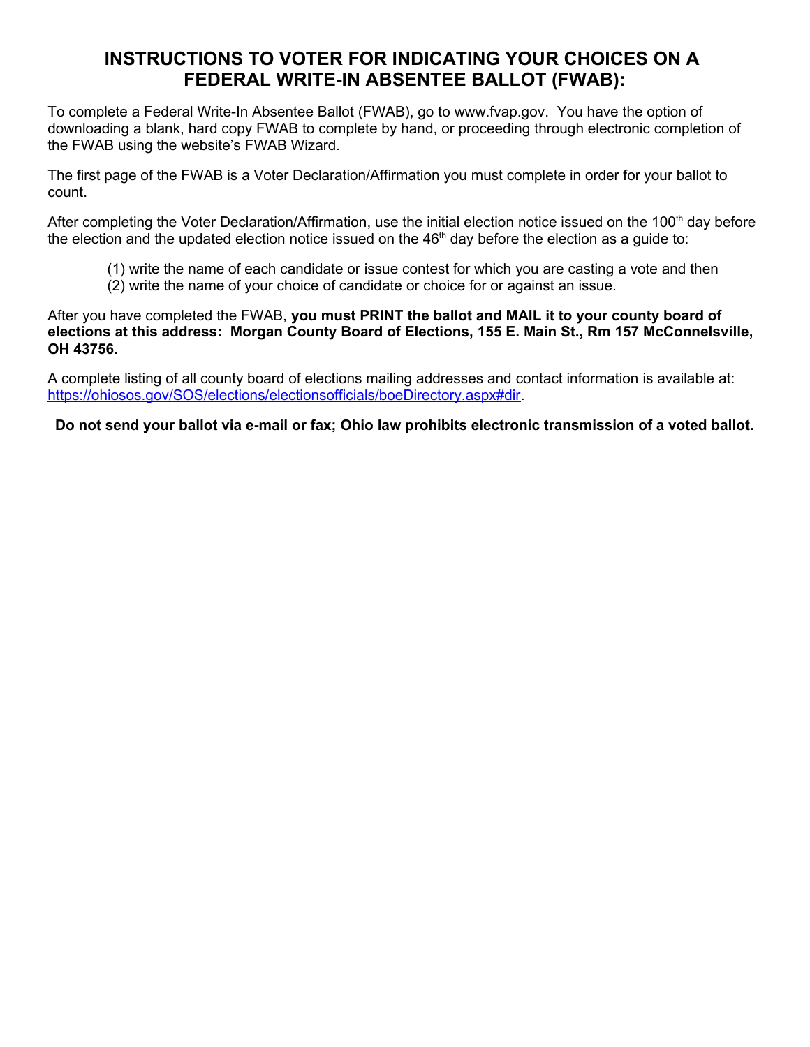# INSTRUCTIONS TO VOTER FOR INDICATING YOUR CHOICES ON A FEDERAL WRITE-IN ABSENTEE BALLOT (FWAB):

To complete a Federal Write-In Absentee Ballot (FWAB), go to www.fvap.gov. You have the option of downloading a blank, hard copy FWAB to complete by hand, or proceeding through electronic completion of the FWAB using the website's FWAB Wizard.

The first page of the FWAB is a Voter Declaration/Affirmation you must complete in order for your ballot to count.

After completing the Voter Declaration/Affirmation, use the initial election notice issued on the 100th day before the election and the updated election notice issued on the 46th day before the election as a guide to:

(1) write the name of each candidate or issue contest for which you are casting a vote and then
(2) write the name of your choice of candidate or choice for or against an issue.

After you have completed the FWAB, **you must PRINT the ballot and MAIL it to your county board of elections at this address: Morgan County Board of Elections, 155 E. Main St., Rm 157 McConnelsville, OH 43756.**

A complete listing of all county board of elections mailing addresses and contact information is available at: https://ohiosos.gov/SOS/elections/electionsofficials/boeDirectory.aspx#dir.

**Do not send your ballot via e-mail or fax; Ohio law prohibits electronic transmission of a voted ballot.**